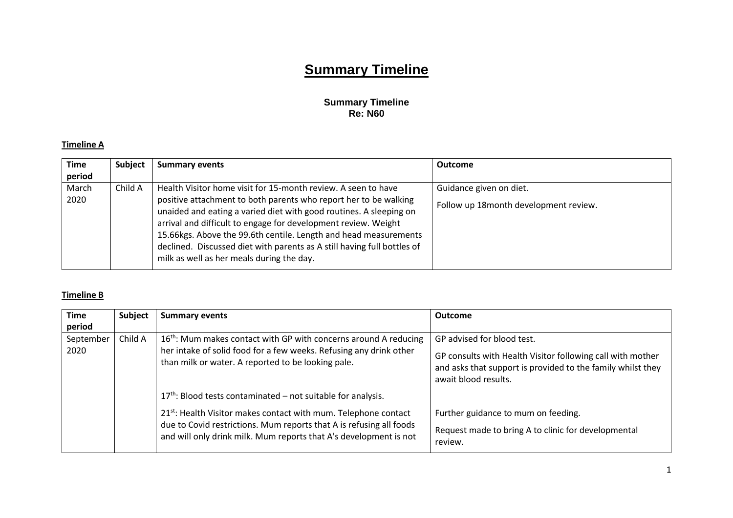# Summary Timeline

**Summary Timeline**
**Re: N60**

**Timeline A**

| Time period | Subject | Summary events | Outcome |
|---|---|---|---|
| March 2020 | Child A | Health Visitor home visit for 15-month review. A seen to have positive attachment to both parents who report her to be walking unaided and eating a varied diet with good routines. A sleeping on arrival and difficult to engage for development review. Weight 15.66kgs. Above the 99.6th centile. Length and head measurements declined. Discussed diet with parents as A still having full bottles of milk as well as her meals during the day. | Guidance given on diet.<br><br>Follow up 18month development review. |

**Timeline B**

| Time period | Subject | Summary events | Outcome |
|---|---|---|---|
| September 2020 | Child A | 16th: Mum makes contact with GP with concerns around A reducing her intake of solid food for a few weeks. Refusing any drink other than milk or water. A reported to be looking pale.<br><br>17th: Blood tests contaminated – not suitable for analysis.<br><br>21st: Health Visitor makes contact with mum. Telephone contact due to Covid restrictions. Mum reports that A is refusing all foods and will only drink milk. Mum reports that A's development is not | GP advised for blood test.<br><br>GP consults with Health Visitor following call with mother and asks that support is provided to the family whilst they await blood results.<br><br>Further guidance to mum on feeding.<br><br>Request made to bring A to clinic for developmental review. |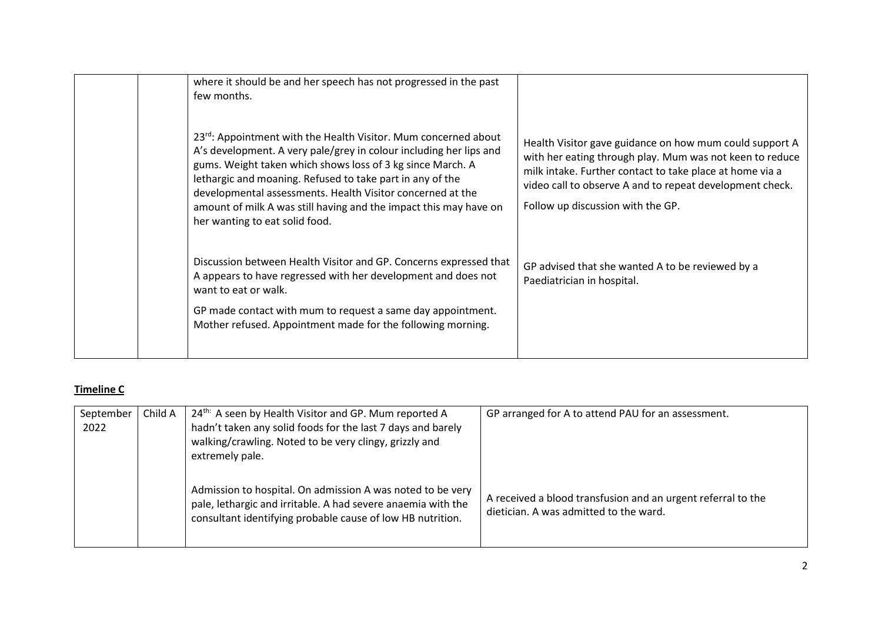| | | where it should be and her speech has not progressed in the past few months.<br><br>23rd: Appointment with the Health Visitor. Mum concerned about A's development. A very pale/grey in colour including her lips and gums. Weight taken which shows loss of 3 kg since March. A lethargic and moaning. Refused to take part in any of the developmental assessments. Health Visitor concerned at the amount of milk A was still having and the impact this may have on her wanting to eat solid food. | Health Visitor gave guidance on how mum could support A with her eating through play. Mum was not keen to reduce milk intake. Further contact to take place at home via a video call to observe A and to repeat development check.<br><br>Follow up discussion with the GP. |
|---|---|---|---|
| | | Discussion between Health Visitor and GP. Concerns expressed that A appears to have regressed with her development and does not want to eat or walk.<br><br>GP made contact with mum to request a same day appointment. Mother refused. Appointment made for the following morning. | GP advised that she wanted A to be reviewed by a Paediatrician in hospital. |

**Timeline C**

| September 2022 | Child A | 24th: A seen by Health Visitor and GP. Mum reported A hadn't taken any solid foods for the last 7 days and barely walking/crawling. Noted to be very clingy, grizzly and extremely pale. | GP arranged for A to attend PAU for an assessment. |
|---|---|---|---|
| | | Admission to hospital. On admission A was noted to be very pale, lethargic and irritable. A had severe anaemia with the consultant identifying probable cause of low HB nutrition. | A received a blood transfusion and an urgent referral to the dietician. A was admitted to the ward. |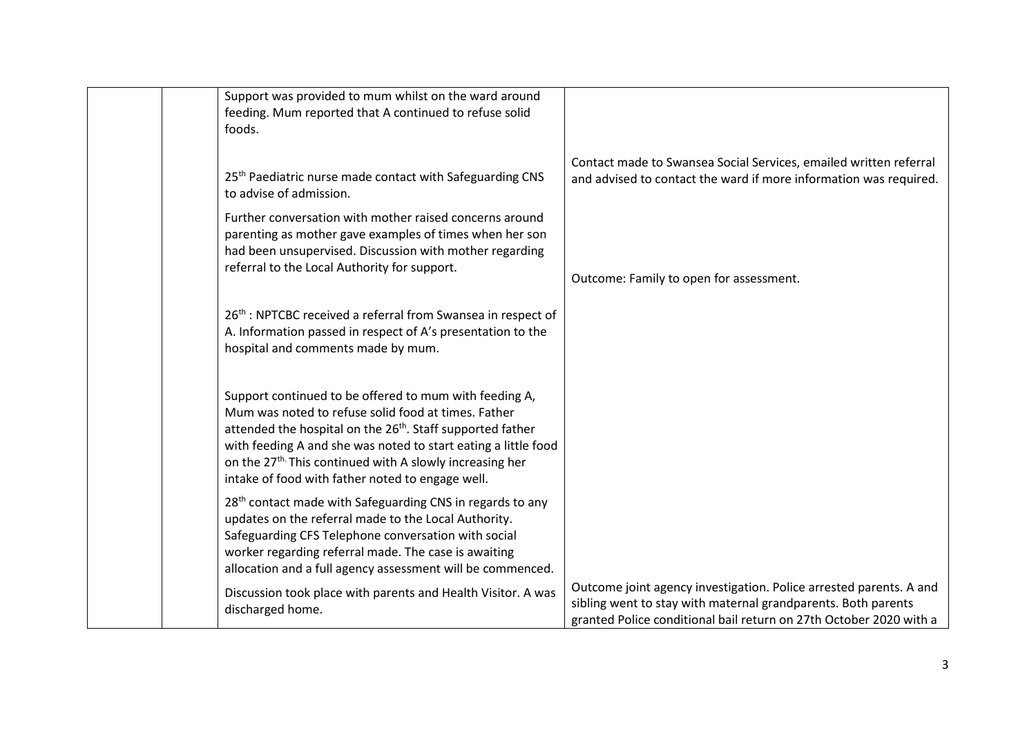| | | | |
|---|---|---|---|
| | | Support was provided to mum whilst on the ward around feeding. Mum reported that A continued to refuse solid foods.<br><br>25th Paediatric nurse made contact with Safeguarding CNS to advise of admission.<br><br>Further conversation with mother raised concerns around parenting as mother gave examples of times when her son had been unsupervised. Discussion with mother regarding referral to the Local Authority for support.<br><br>26th : NPTCBC received a referral from Swansea in respect of A. Information passed in respect of A's presentation to the hospital and comments made by mum.<br><br>Support continued to be offered to mum with feeding A, Mum was noted to refuse solid food at times. Father attended the hospital on the 26th. Staff supported father with feeding A and she was noted to start eating a little food on the 27th. This continued with A slowly increasing her intake of food with father noted to engage well.<br><br>28th contact made with Safeguarding CNS in regards to any updates on the referral made to the Local Authority. Safeguarding CFS Telephone conversation with social worker regarding referral made. The case is awaiting allocation and a full agency assessment will be commenced.<br><br>Discussion took place with parents and Health Visitor. A was discharged home. | Contact made to Swansea Social Services, emailed written referral and advised to contact the ward if more information was required.<br><br>Outcome: Family to open for assessment.<br><br>Outcome joint agency investigation. Police arrested parents. A and sibling went to stay with maternal grandparents. Both parents granted Police conditional bail return on 27th October 2020 with a |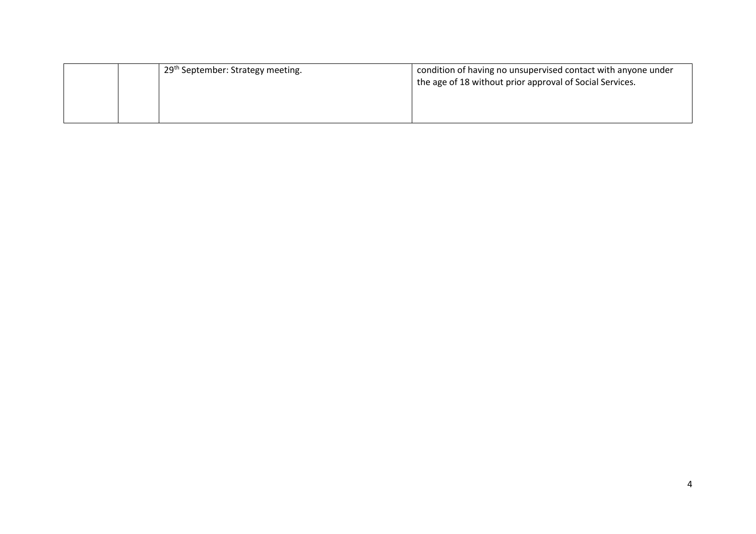| | | | |
|---|---|---|---|
| | | 29th September: Strategy meeting. | condition of having no unsupervised contact with anyone under the age of 18 without prior approval of Social Services. |